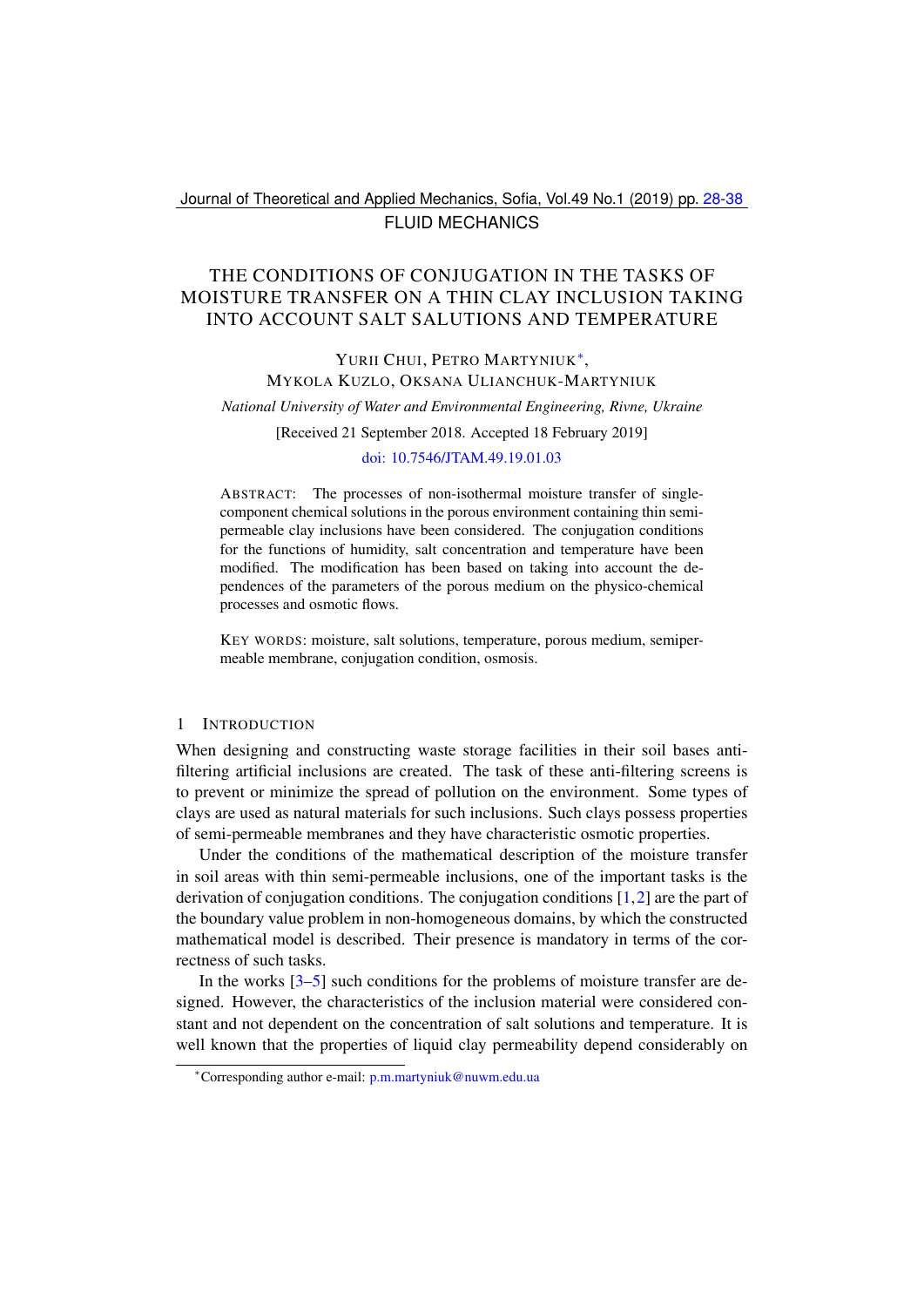FLUID MECHANICS

# THE CONDITIONS OF CONJUGATION IN THE TASKS OF MOISTURE TRANSFER ON A THIN CLAY INCLUSION TAKING INTO ACCOUNT SALT SALUTIONS AND TEMPERATURE

YURII CHUI, PETRO MARTYNIUK*, MYKOLA KUZLO, OKSANA ULIANCHUK-MARTYNIUK

*National University of Water and Environmental Engineering, Rivne, Ukraine*

[Received 21 September 2018. Accepted 18 February 2019]

doi: 10.7546/JTAM.49.19.01.03

ABSTRACT: The processes of non-isothermal moisture transfer of single-component chemical solutions in the porous environment containing thin semi-permeable clay inclusions have been considered. The conjugation conditions for the functions of humidity, salt concentration and temperature have been modified. The modification has been based on taking into account the dependences of the parameters of the porous medium on the physico-chemical processes and osmotic flows.

KEY WORDS: moisture, salt solutions, temperature, porous medium, semipermeable membrane, conjugation condition, osmosis.

## 1 INTRODUCTION

When designing and constructing waste storage facilities in their soil bases anti-filtering artificial inclusions are created. The task of these anti-filtering screens is to prevent or minimize the spread of pollution on the environment. Some types of clays are used as natural materials for such inclusions. Such clays possess properties of semi-permeable membranes and they have characteristic osmotic properties.

Under the conditions of the mathematical description of the moisture transfer in soil areas with thin semi-permeable inclusions, one of the important tasks is the derivation of conjugation conditions. The conjugation conditions [1,2] are the part of the boundary value problem in non-homogeneous domains, by which the constructed mathematical model is described. Their presence is mandatory in terms of the correctness of such tasks.

In the works [3–5] such conditions for the problems of moisture transfer are designed. However, the characteristics of the inclusion material were considered constant and not dependent on the concentration of salt solutions and temperature. It is well known that the properties of liquid clay permeability depend considerably on

*Corresponding author e-mail: p.m.martyniuk@nuwm.edu.ua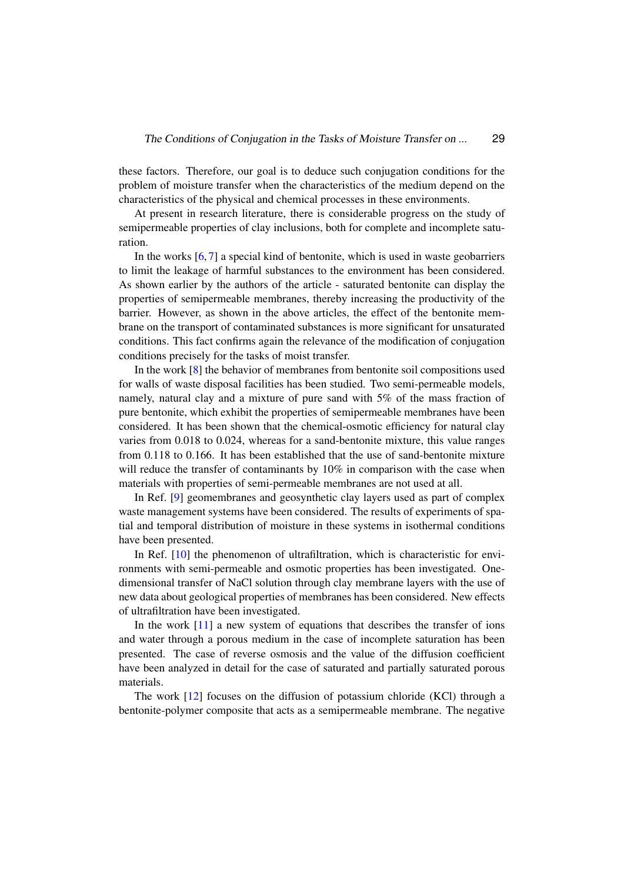these factors. Therefore, our goal is to deduce such conjugation conditions for the problem of moisture transfer when the characteristics of the medium depend on the characteristics of the physical and chemical processes in these environments.

At present in research literature, there is considerable progress on the study of semipermeable properties of clay inclusions, both for complete and incomplete saturation.

In the works [6, 7] a special kind of bentonite, which is used in waste geobarriers to limit the leakage of harmful substances to the environment has been considered. As shown earlier by the authors of the article - saturated bentonite can display the properties of semipermeable membranes, thereby increasing the productivity of the barrier. However, as shown in the above articles, the effect of the bentonite membrane on the transport of contaminated substances is more significant for unsaturated conditions. This fact confirms again the relevance of the modification of conjugation conditions precisely for the tasks of moist transfer.

In the work [8] the behavior of membranes from bentonite soil compositions used for walls of waste disposal facilities has been studied. Two semi-permeable models, namely, natural clay and a mixture of pure sand with 5% of the mass fraction of pure bentonite, which exhibit the properties of semipermeable membranes have been considered. It has been shown that the chemical-osmotic efficiency for natural clay varies from 0.018 to 0.024, whereas for a sand-bentonite mixture, this value ranges from 0.118 to 0.166. It has been established that the use of sand-bentonite mixture will reduce the transfer of contaminants by 10% in comparison with the case when materials with properties of semi-permeable membranes are not used at all.

In Ref. [9] geomembranes and geosynthetic clay layers used as part of complex waste management systems have been considered. The results of experiments of spatial and temporal distribution of moisture in these systems in isothermal conditions have been presented.

In Ref. [10] the phenomenon of ultrafiltration, which is characteristic for environments with semi-permeable and osmotic properties has been investigated. One-dimensional transfer of NaCl solution through clay membrane layers with the use of new data about geological properties of membranes has been considered. New effects of ultrafiltration have been investigated.

In the work [11] a new system of equations that describes the transfer of ions and water through a porous medium in the case of incomplete saturation has been presented. The case of reverse osmosis and the value of the diffusion coefficient have been analyzed in detail for the case of saturated and partially saturated porous materials.

The work [12] focuses on the diffusion of potassium chloride (KCl) through a bentonite-polymer composite that acts as a semipermeable membrane. The negative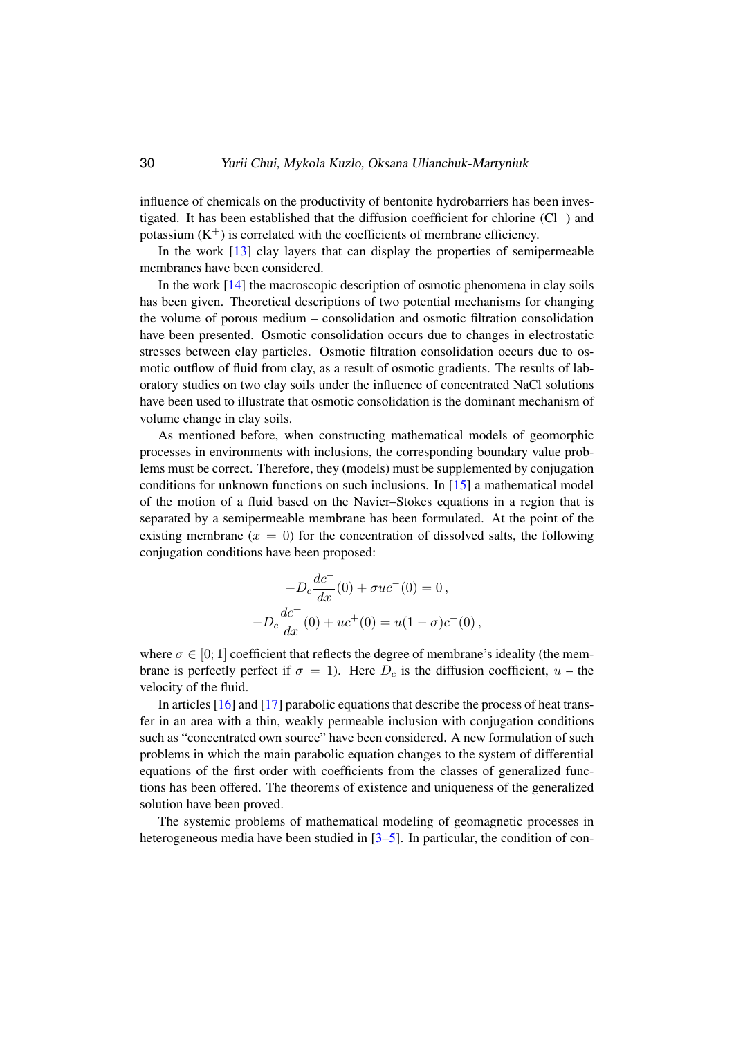influence of chemicals on the productivity of bentonite hydrobarriers has been investigated. It has been established that the diffusion coefficient for chlorine ($Cl^-$) and potassium ($K^+$) is correlated with the coefficients of membrane efficiency.

In the work [13] clay layers that can display the properties of semipermeable membranes have been considered.

In the work [14] the macroscopic description of osmotic phenomena in clay soils has been given. Theoretical descriptions of two potential mechanisms for changing the volume of porous medium – consolidation and osmotic filtration consolidation have been presented. Osmotic consolidation occurs due to changes in electrostatic stresses between clay particles. Osmotic filtration consolidation occurs due to osmotic outflow of fluid from clay, as a result of osmotic gradients. The results of laboratory studies on two clay soils under the influence of concentrated NaCl solutions have been used to illustrate that osmotic consolidation is the dominant mechanism of volume change in clay soils.

As mentioned before, when constructing mathematical models of geomorphic processes in environments with inclusions, the corresponding boundary value problems must be correct. Therefore, they (models) must be supplemented by conjugation conditions for unknown functions on such inclusions. In [15] a mathematical model of the motion of a fluid based on the Navier–Stokes equations in a region that is separated by a semipermeable membrane has been formulated. At the point of the existing membrane ($x = 0$) for the concentration of dissolved salts, the following conjugation conditions have been proposed:

$$
\begin{aligned}
-D_c \frac{dc^-}{dx}(0) + \sigma u c^-(0) &= 0\,, \\
-D_c \frac{dc^+}{dx}(0) + u c^+(0) &= u(1-\sigma) c^-(0)\,,
\end{aligned}
$$

where $\sigma \in [0; 1]$ coefficient that reflects the degree of membrane's ideality (the membrane is perfectly perfect if $\sigma = 1$). Here $D_c$ is the diffusion coefficient, $u$ – the velocity of the fluid.

In articles [16] and [17] parabolic equations that describe the process of heat transfer in an area with a thin, weakly permeable inclusion with conjugation conditions such as "concentrated own source" have been considered. A new formulation of such problems in which the main parabolic equation changes to the system of differential equations of the first order with coefficients from the classes of generalized functions has been offered. The theorems of existence and uniqueness of the generalized solution have been proved.

The systemic problems of mathematical modeling of geomagnetic processes in heterogeneous media have been studied in [3–5]. In particular, the condition of con-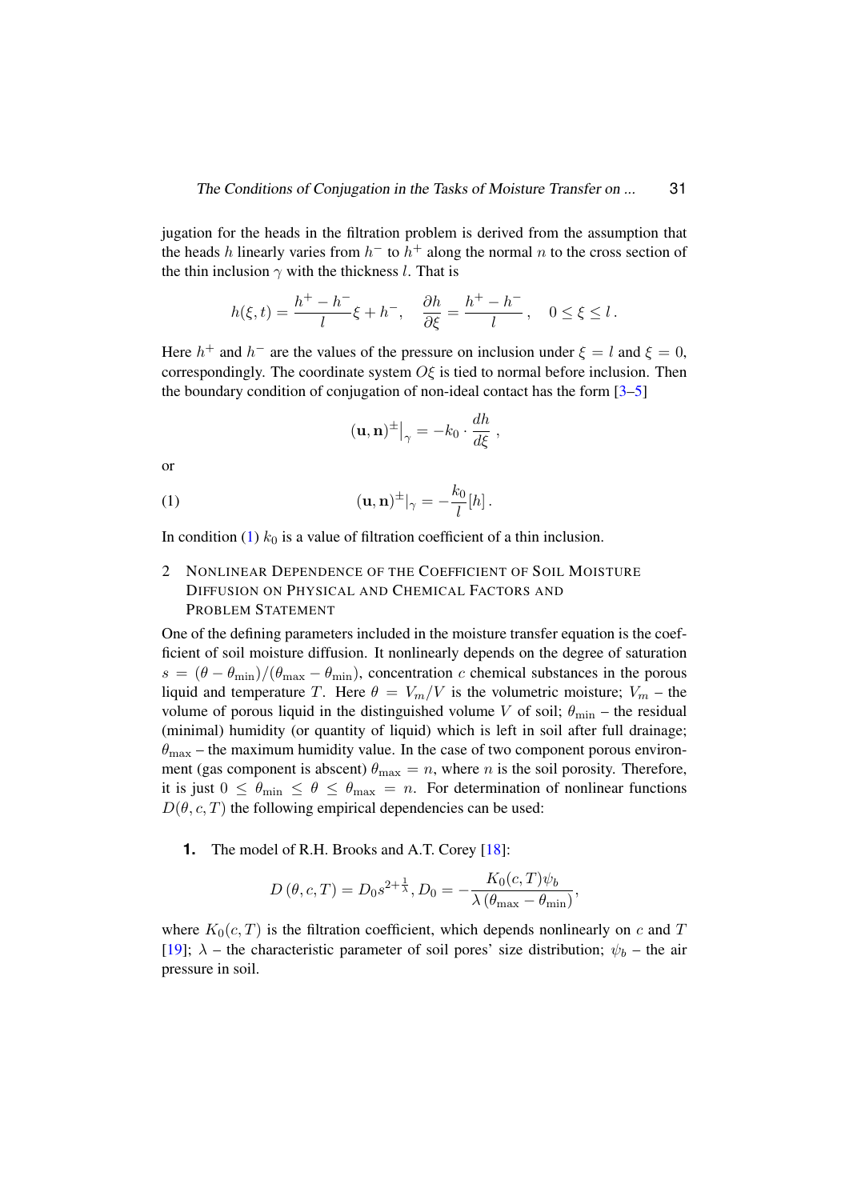jugation for the heads in the filtration problem is derived from the assumption that the heads $h$ linearly varies from $h^-$ to $h^+$ along the normal $n$ to the cross section of the thin inclusion $\gamma$ with the thickness $l$. That is

$$h(\xi, t) = \frac{h^+ - h^-}{l}\xi + h^-, \quad \frac{\partial h}{\partial \xi} = \frac{h^+ - h^-}{l}, \quad 0 \le \xi \le l.$$

Here $h^+$ and $h^-$ are the values of the pressure on inclusion under $\xi = l$ and $\xi = 0$, correspondingly. The coordinate system $O\xi$ is tied to normal before inclusion. Then the boundary condition of conjugation of non-ideal contact has the form [3–5]

$$(\mathbf{u}, \mathbf{n})^{\pm}\big|_{\gamma} = -k_0 \cdot \frac{dh}{d\xi},$$

or

$$(\mathbf{u}, \mathbf{n})^{\pm}|_{\gamma} = -\frac{k_0}{l}[h]. \tag{1}$$

In condition (1) $k_0$ is a value of filtration coefficient of a thin inclusion.

## 2 Nonlinear Dependence of the Coefficient of Soil Moisture Diffusion on Physical and Chemical Factors and Problem Statement

One of the defining parameters included in the moisture transfer equation is the coefficient of soil moisture diffusion. It nonlinearly depends on the degree of saturation $s = (\theta - \theta_{\min})/(\theta_{\max} - \theta_{\min})$, concentration $c$ chemical substances in the porous liquid and temperature $T$. Here $\theta = V_m/V$ is the volumetric moisture; $V_m$ – the volume of porous liquid in the distinguished volume $V$ of soil; $\theta_{\min}$ – the residual (minimal) humidity (or quantity of liquid) which is left in soil after full drainage; $\theta_{\max}$ – the maximum humidity value. In the case of two component porous environment (gas component is abscent) $\theta_{\max} = n$, where $n$ is the soil porosity. Therefore, it is just $0 \le \theta_{\min} \le \theta \le \theta_{\max} = n$. For determination of nonlinear functions $D(\theta, c, T)$ the following empirical dependencies can be used:

**1.** The model of R.H. Brooks and A.T. Corey [18]:

$$D(\theta, c, T) = D_0 s^{2+\frac{1}{\lambda}}, D_0 = -\frac{K_0(c, T)\psi_b}{\lambda(\theta_{\max} - \theta_{\min})},$$

where $K_0(c, T)$ is the filtration coefficient, which depends nonlinearly on $c$ and $T$ [19]; $\lambda$ – the characteristic parameter of soil pores' size distribution; $\psi_b$ – the air pressure in soil.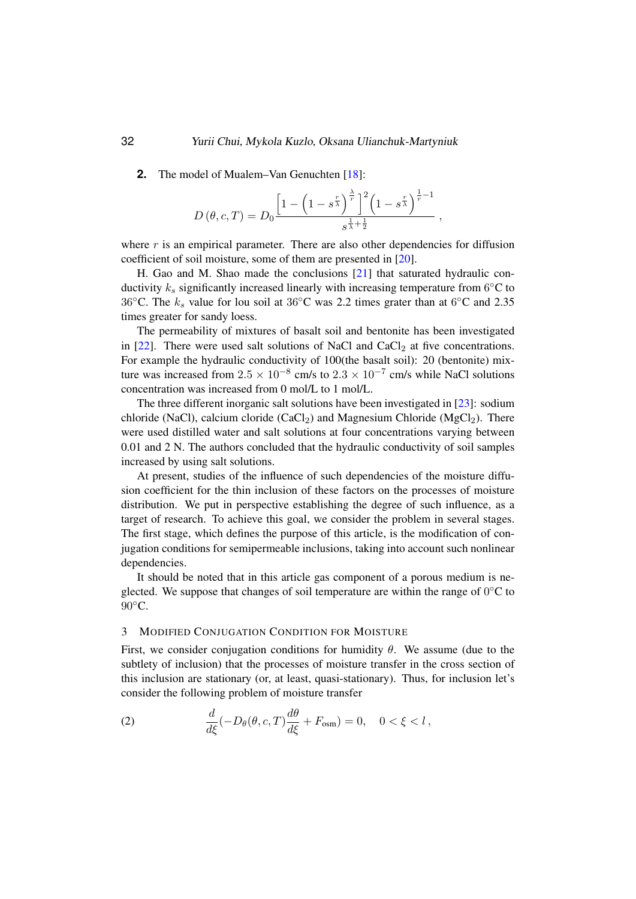**2.** The model of Mualem–Van Genuchten [18]:

$$D(\theta, c, T) = D_0 \frac{\left[1 - \left(1 - s^{\frac{r}{\lambda}}\right)^{\frac{\lambda}{r}}\right]^2 \left(1 - s^{\frac{r}{\lambda}}\right)^{\frac{1}{r}-1}}{s^{\frac{1}{\lambda}+\frac{1}{2}}},$$

where $r$ is an empirical parameter. There are also other dependencies for diffusion coefficient of soil moisture, some of them are presented in [20].

H. Gao and M. Shao made the conclusions [21] that saturated hydraulic conductivity $k_s$ significantly increased linearly with increasing temperature from 6°C to 36°C. The $k_s$ value for lou soil at 36°C was 2.2 times grater than at 6°C and 2.35 times greater for sandy loess.

The permeability of mixtures of basalt soil and bentonite has been investigated in [22]. There were used salt solutions of NaCl and $CaCl_2$ at five concentrations. For example the hydraulic conductivity of 100(the basalt soil): 20 (bentonite) mixture was increased from $2.5 \times 10^{-8}$ cm/s to $2.3 \times 10^{-7}$ cm/s while NaCl solutions concentration was increased from 0 mol/L to 1 mol/L.

The three different inorganic salt solutions have been investigated in [23]: sodium chloride (NaCl), calcium cloride ($CaCl_2$) and Magnesium Chloride ($MgCl_2$). There were used distilled water and salt solutions at four concentrations varying between 0.01 and 2 N. The authors concluded that the hydraulic conductivity of soil samples increased by using salt solutions.

At present, studies of the influence of such dependencies of the moisture diffusion coefficient for the thin inclusion of these factors on the processes of moisture distribution. We put in perspective establishing the degree of such influence, as a target of research. To achieve this goal, we consider the problem in several stages. The first stage, which defines the purpose of this article, is the modification of conjugation conditions for semipermeable inclusions, taking into account such nonlinear dependencies.

It should be noted that in this article gas component of a porous medium is neglected. We suppose that changes of soil temperature are within the range of 0°C to 90°C.

## 3 Modified Conjugation Condition for Moisture

First, we consider conjugation conditions for humidity $\theta$. We assume (due to the subtlety of inclusion) that the processes of moisture transfer in the cross section of this inclusion are stationary (or, at least, quasi-stationary). Thus, for inclusion let's consider the following problem of moisture transfer

$$\frac{d}{d\xi}\left(-D_\theta(\theta, c, T)\frac{d\theta}{d\xi} + F_{\text{osm}}\right) = 0, \quad 0 < \xi < l, \tag{2}$$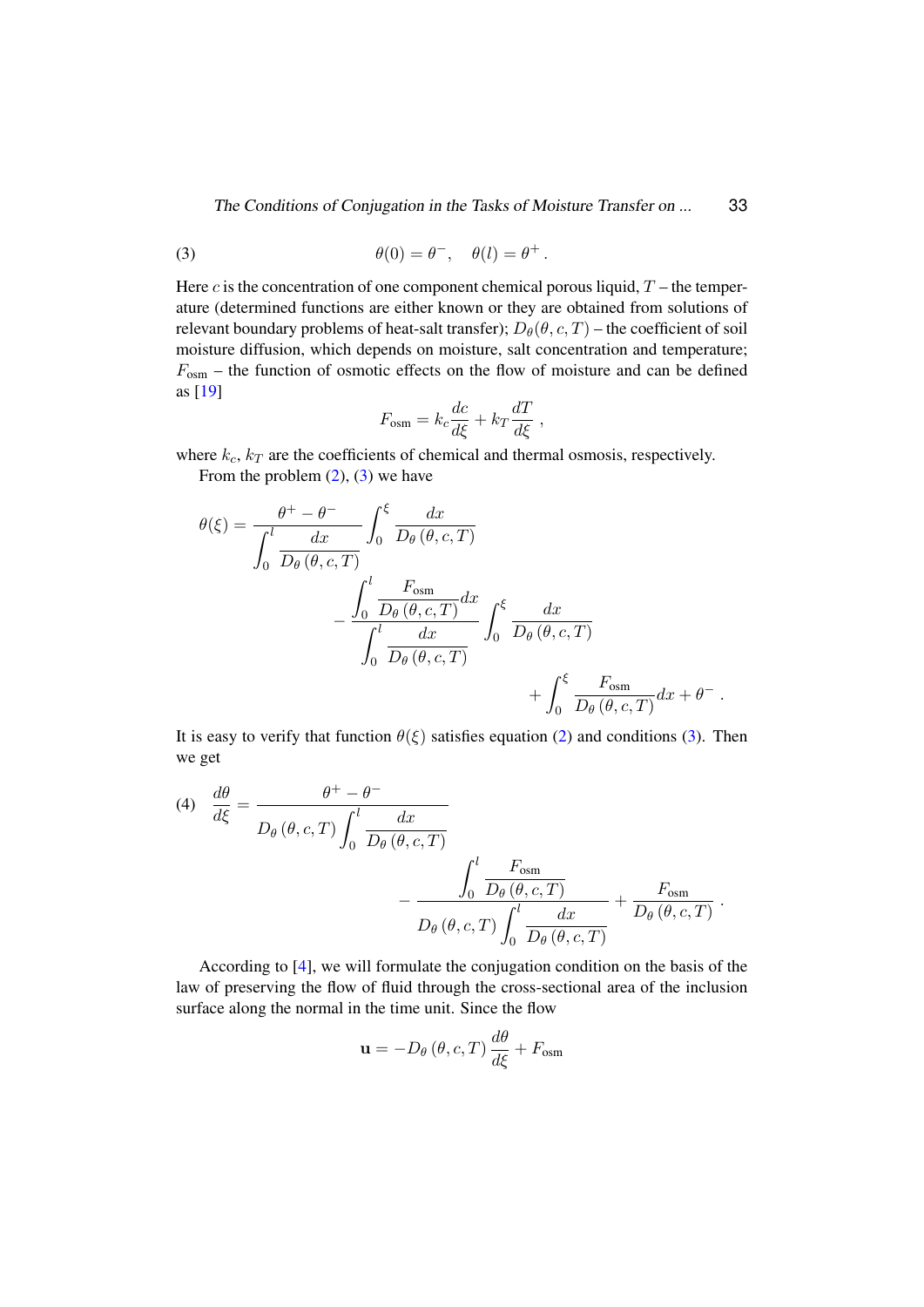$$\theta(0) = \theta^-, \quad \theta(l) = \theta^+ . \tag{3}$$

Here $c$ is the concentration of one component chemical porous liquid, $T$ – the temperature (determined functions are either known or they are obtained from solutions of relevant boundary problems of heat-salt transfer); $D_\theta(\theta, c, T)$ – the coefficient of soil moisture diffusion, which depends on moisture, salt concentration and temperature; $F_{\text{osm}}$ – the function of osmotic effects on the flow of moisture and can be defined as [19]

$$F_{\text{osm}} = k_c \frac{dc}{d\xi} + k_T \frac{dT}{d\xi} ,$$

where $k_c$, $k_T$ are the coefficients of chemical and thermal osmosis, respectively.

From the problem (2), (3) we have

$$\theta(\xi) = \frac{\theta^+ - \theta^-}{\displaystyle\int_0^l \frac{dx}{D_\theta(\theta, c, T)}} \int_0^\xi \frac{dx}{D_\theta(\theta, c, T)} - \frac{\displaystyle\int_0^l \frac{F_{\text{osm}}}{D_\theta(\theta, c, T)} dx}{\displaystyle\int_0^l \frac{dx}{D_\theta(\theta, c, T)}} \int_0^\xi \frac{dx}{D_\theta(\theta, c, T)} + \int_0^\xi \frac{F_{\text{osm}}}{D_\theta(\theta, c, T)} dx + \theta^- .$$

It is easy to verify that function $\theta(\xi)$ satisfies equation (2) and conditions (3). Then we get

$$\frac{d\theta}{d\xi} = \frac{\theta^+ - \theta^-}{D_\theta(\theta, c, T) \displaystyle\int_0^l \frac{dx}{D_\theta(\theta, c, T)}} - \frac{\displaystyle\int_0^l \frac{F_{\text{osm}}}{D_\theta(\theta, c, T)}}{D_\theta(\theta, c, T) \displaystyle\int_0^l \frac{dx}{D_\theta(\theta, c, T)}} + \frac{F_{\text{osm}}}{D_\theta(\theta, c, T)} . \tag{4}$$

According to [4], we will formulate the conjugation condition on the basis of the law of preserving the flow of fluid through the cross-sectional area of the inclusion surface along the normal in the time unit. Since the flow

$$\mathbf{u} = -D_\theta(\theta, c, T) \frac{d\theta}{d\xi} + F_{\text{osm}}$$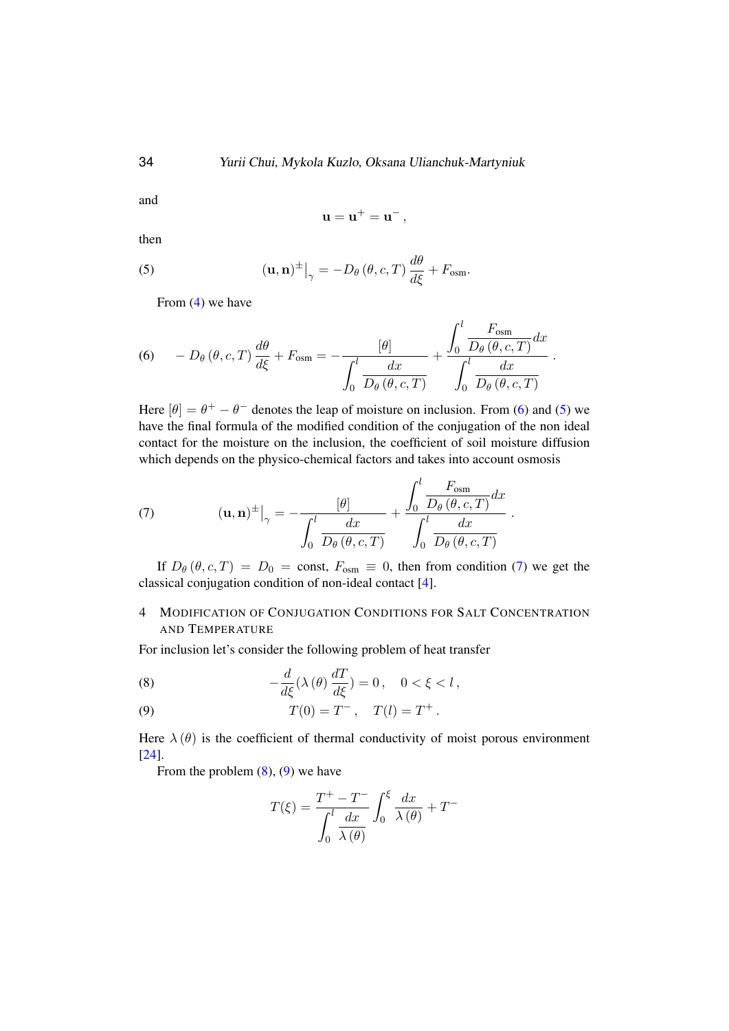and

$$\mathbf{u} = \mathbf{u}^{+} = \mathbf{u}^{-}\,,$$

then

$$(\mathbf{u}, \mathbf{n})^{\pm}\big|_{\gamma} = -D_{\theta}\left(\theta, c, T\right) \frac{d\theta}{d\xi} + F_{\text{osm}}. \tag{5}$$

From (4) we have

$$-D_{\theta}\left(\theta, c, T\right) \frac{d\theta}{d\xi} + F_{\text{osm}} = -\frac{[\theta]}{\displaystyle\int_0^l \frac{dx}{D_{\theta}\left(\theta, c, T\right)}} + \frac{\displaystyle\int_0^l \frac{F_{\text{osm}}}{D_{\theta}\left(\theta, c, T\right)} dx}{\displaystyle\int_0^l \frac{dx}{D_{\theta}\left(\theta, c, T\right)}}\,. \tag{6}$$

Here $[\theta] = \theta^{+} - \theta^{-}$ denotes the leap of moisture on inclusion. From (6) and (5) we have the final formula of the modified condition of the conjugation of the non ideal contact for the moisture on the inclusion, the coefficient of soil moisture diffusion which depends on the physico-chemical factors and takes into account osmosis

$$(\mathbf{u}, \mathbf{n})^{\pm}\big|_{\gamma} = -\frac{[\theta]}{\displaystyle\int_0^l \frac{dx}{D_{\theta}\left(\theta, c, T\right)}} + \frac{\displaystyle\int_0^l \frac{F_{\text{osm}}}{D_{\theta}\left(\theta, c, T\right)} dx}{\displaystyle\int_0^l \frac{dx}{D_{\theta}\left(\theta, c, T\right)}}\,. \tag{7}$$

If $D_{\theta}\left(\theta, c, T\right) = D_0 = \text{const}$, $F_{\text{osm}} \equiv 0$, then from condition (7) we get the classical conjugation condition of non-ideal contact [4].

## 4 Modification of Conjugation Conditions for Salt Concentration and Temperature

For inclusion let's consider the following problem of heat transfer

$$-\frac{d}{d\xi}\left(\lambda\left(\theta\right) \frac{dT}{d\xi}\right) = 0\,, \quad 0 < \xi < l\,, \tag{8}$$

$$T(0) = T^{-}\,, \quad T(l) = T^{+}\,. \tag{9}$$

Here $\lambda\left(\theta\right)$ is the coefficient of thermal conductivity of moist porous environment [24].

From the problem (8), (9) we have

$$T(\xi) = \frac{T^{+} - T^{-}}{\displaystyle\int_0^l \frac{dx}{\lambda\left(\theta\right)}} \int_0^{\xi} \frac{dx}{\lambda\left(\theta\right)} + T^{-}$$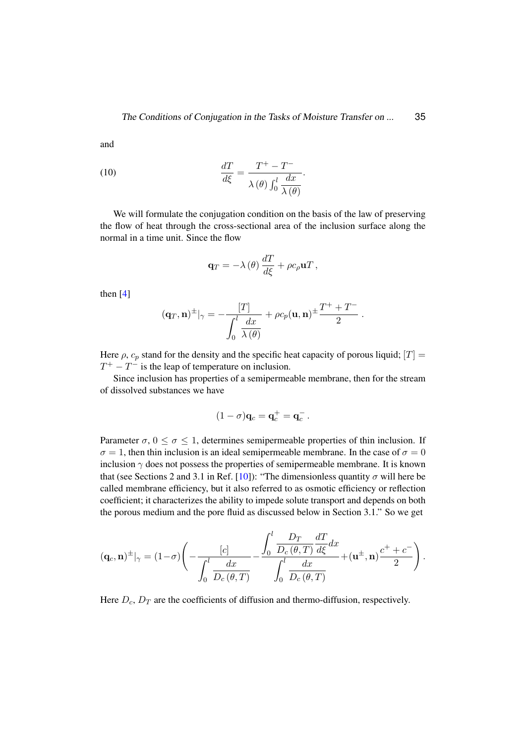and

$$\frac{dT}{d\xi} = \frac{T^+ - T^-}{\lambda(\theta) \int_0^l \dfrac{dx}{\lambda(\theta)}}. \tag{10}$$

We will formulate the conjugation condition on the basis of the law of preserving the flow of heat through the cross-sectional area of the inclusion surface along the normal in a time unit. Since the flow

$$\mathbf{q}_T = -\lambda(\theta) \frac{dT}{d\xi} + \rho c_\rho \mathbf{u} T \,,$$

then [4]

$$(\mathbf{q}_T, \mathbf{n})^{\pm}|_{\gamma} = -\frac{[T]}{\displaystyle\int_0^l \frac{dx}{\lambda(\theta)}} + \rho c_p (\mathbf{u}, \mathbf{n})^{\pm} \frac{T^+ + T^-}{2} \,.$$

Here $\rho$, $c_p$ stand for the density and the specific heat capacity of porous liquid; $[T] = T^+ - T^-$ is the leap of temperature on inclusion.

Since inclusion has properties of a semipermeable membrane, then for the stream of dissolved substances we have

$$(1 - \sigma)\mathbf{q}_c = \mathbf{q}_c^+ = \mathbf{q}_c^- \,.$$

Parameter $\sigma$, $0 \leq \sigma \leq 1$, determines semipermeable properties of thin inclusion. If $\sigma = 1$, then thin inclusion is an ideal semipermeable membrane. In the case of $\sigma = 0$ inclusion $\gamma$ does not possess the properties of semipermeable membrane. It is known that (see Sections 2 and 3.1 in Ref. [10]): "The dimensionless quantity $\sigma$ will here be called membrane efficiency, but it also referred to as osmotic efficiency or reflection coefficient; it characterizes the ability to impede solute transport and depends on both the porous medium and the pore fluid as discussed below in Section 3.1." So we get

$$(\mathbf{q}_c, \mathbf{n})^{\pm}|_{\gamma} = (1 - \sigma)\left( -\frac{[c]}{\displaystyle\int_0^l \frac{dx}{D_c(\theta, T)}} - \frac{\displaystyle\int_0^l \frac{D_T}{D_c(\theta, T)} \frac{dT}{d\xi} dx}{\displaystyle\int_0^l \frac{dx}{D_c(\theta, T)}} + (\mathbf{u}^{\pm}, \mathbf{n}) \frac{c^+ + c^-}{2} \right).$$

Here $D_c$, $D_T$ are the coefficients of diffusion and thermo-diffusion, respectively.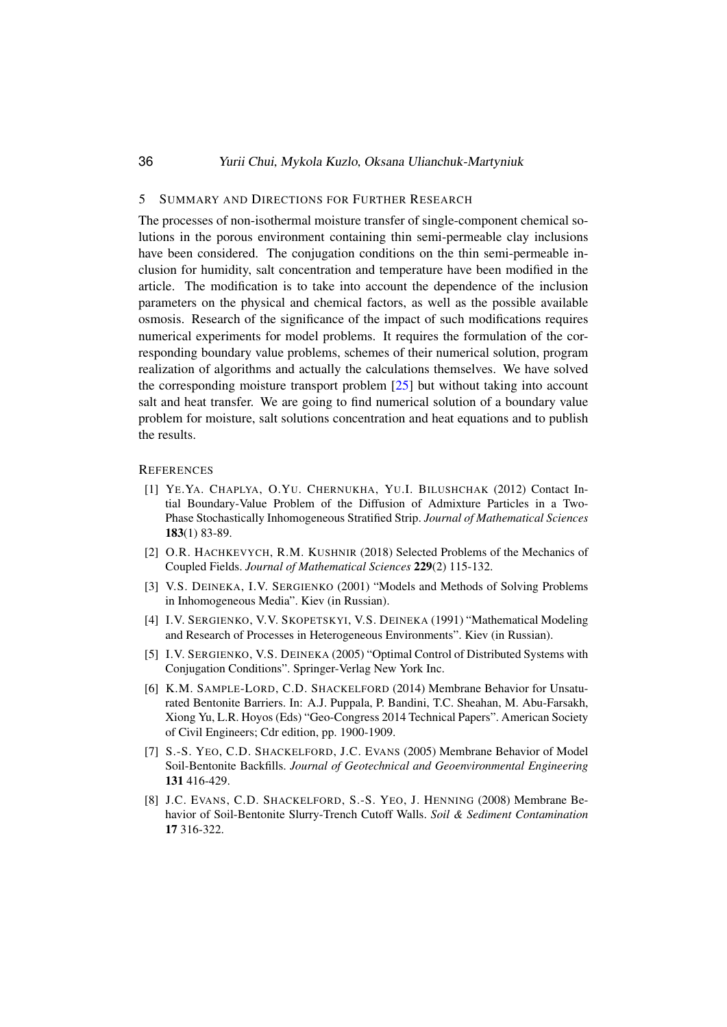## 5 Summary and Directions for Further Research

The processes of non-isothermal moisture transfer of single-component chemical solutions in the porous environment containing thin semi-permeable clay inclusions have been considered. The conjugation conditions on the thin semi-permeable inclusion for humidity, salt concentration and temperature have been modified in the article. The modification is to take into account the dependence of the inclusion parameters on the physical and chemical factors, as well as the possible available osmosis. Research of the significance of the impact of such modifications requires numerical experiments for model problems. It requires the formulation of the corresponding boundary value problems, schemes of their numerical solution, program realization of algorithms and actually the calculations themselves. We have solved the corresponding moisture transport problem [25] but without taking into account salt and heat transfer. We are going to find numerical solution of a boundary value problem for moisture, salt solutions concentration and heat equations and to publish the results.

## References

[1] Ye.Ya. Chaplya, O.Yu. Chernukha, Yu.I. Bilushchak (2012) Contact Intial Boundary-Value Problem of the Diffusion of Admixture Particles in a Two-Phase Stochastically Inhomogeneous Stratified Strip. *Journal of Mathematical Sciences* **183**(1) 83-89.

[2] O.R. Hachkevych, R.M. Kushnir (2018) Selected Problems of the Mechanics of Coupled Fields. *Journal of Mathematical Sciences* **229**(2) 115-132.

[3] V.S. Deineka, I.V. Sergienko (2001) "Models and Methods of Solving Problems in Inhomogeneous Media". Kiev (in Russian).

[4] I.V. Sergienko, V.V. Skopetskyi, V.S. Deineka (1991) "Mathematical Modeling and Research of Processes in Heterogeneous Environments". Kiev (in Russian).

[5] I.V. Sergienko, V.S. Deineka (2005) "Optimal Control of Distributed Systems with Conjugation Conditions". Springer-Verlag New York Inc.

[6] K.M. Sample-Lord, C.D. Shackelford (2014) Membrane Behavior for Unsaturated Bentonite Barriers. In: A.J. Puppala, P. Bandini, T.C. Sheahan, M. Abu-Farsakh, Xiong Yu, L.R. Hoyos (Eds) "Geo-Congress 2014 Technical Papers". American Society of Civil Engineers; Cdr edition, pp. 1900-1909.

[7] S.-S. Yeo, C.D. Shackelford, J.C. Evans (2005) Membrane Behavior of Model Soil-Bentonite Backfills. *Journal of Geotechnical and Geoenvironmental Engineering* **131** 416-429.

[8] J.C. Evans, C.D. Shackelford, S.-S. Yeo, J. Henning (2008) Membrane Behavior of Soil-Bentonite Slurry-Trench Cutoff Walls. *Soil & Sediment Contamination* **17** 316-322.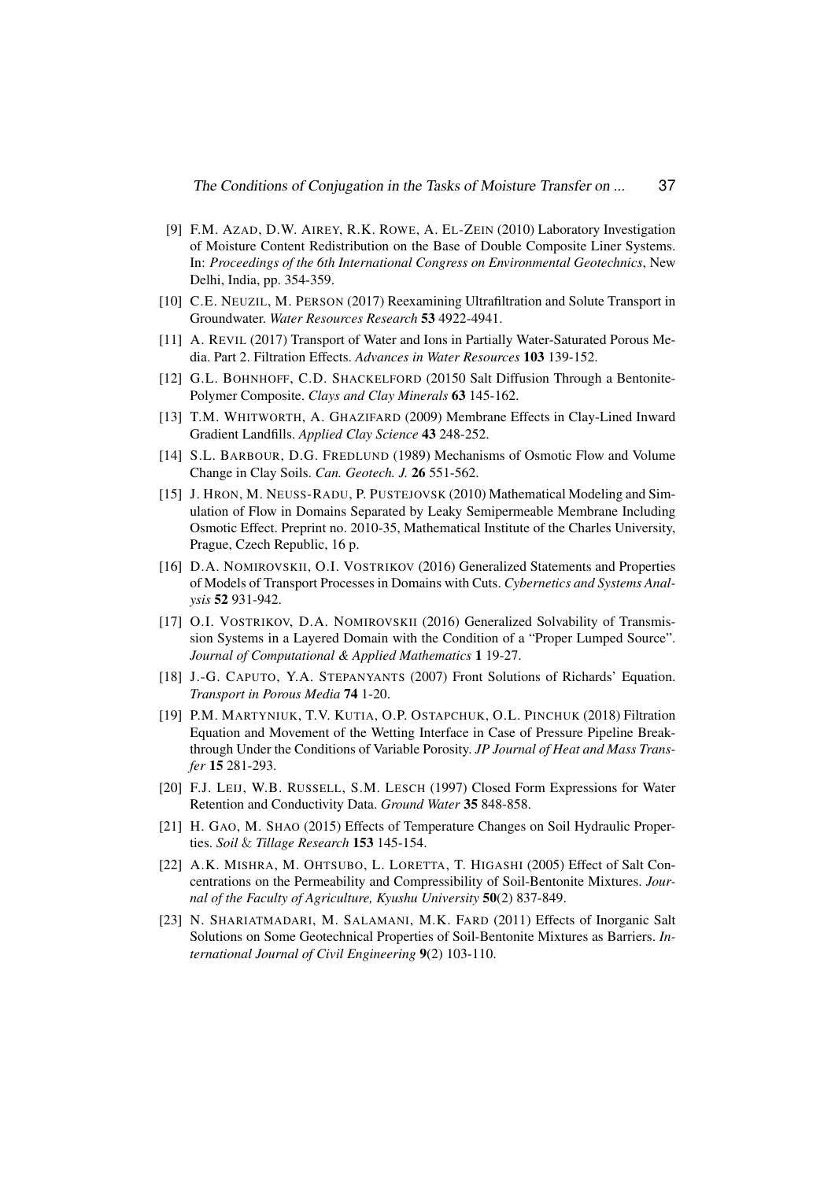[9] F.M. AZAD, D.W. AIREY, R.K. ROWE, A. EL-ZEIN (2010) Laboratory Investigation of Moisture Content Redistribution on the Base of Double Composite Liner Systems. In: *Proceedings of the 6th International Congress on Environmental Geotechnics*, New Delhi, India, pp. 354-359.

[10] C.E. NEUZIL, M. PERSON (2017) Reexamining Ultrafiltration and Solute Transport in Groundwater. *Water Resources Research* **53** 4922-4941.

[11] A. REVIL (2017) Transport of Water and Ions in Partially Water-Saturated Porous Media. Part 2. Filtration Effects. *Advances in Water Resources* **103** 139-152.

[12] G.L. BOHNHOFF, C.D. SHACKELFORD (20150 Salt Diffusion Through a Bentonite-Polymer Composite. *Clays and Clay Minerals* **63** 145-162.

[13] T.M. WHITWORTH, A. GHAZIFARD (2009) Membrane Effects in Clay-Lined Inward Gradient Landfills. *Applied Clay Science* **43** 248-252.

[14] S.L. BARBOUR, D.G. FREDLUND (1989) Mechanisms of Osmotic Flow and Volume Change in Clay Soils. *Can. Geotech. J.* **26** 551-562.

[15] J. HRON, M. NEUSS-RADU, P. PUSTEJOVSK (2010) Mathematical Modeling and Simulation of Flow in Domains Separated by Leaky Semipermeable Membrane Including Osmotic Effect. Preprint no. 2010-35, Mathematical Institute of the Charles University, Prague, Czech Republic, 16 p.

[16] D.A. NOMIROVSKII, O.I. VOSTRIKOV (2016) Generalized Statements and Properties of Models of Transport Processes in Domains with Cuts. *Cybernetics and Systems Analysis* **52** 931-942.

[17] O.I. VOSTRIKOV, D.A. NOMIROVSKII (2016) Generalized Solvability of Transmission Systems in a Layered Domain with the Condition of a "Proper Lumped Source". *Journal of Computational & Applied Mathematics* **1** 19-27.

[18] J.-G. CAPUTO, Y.A. STEPANYANTS (2007) Front Solutions of Richards' Equation. *Transport in Porous Media* **74** 1-20.

[19] P.M. MARTYNIUK, T.V. KUTIA, O.P. OSTAPCHUK, O.L. PINCHUK (2018) Filtration Equation and Movement of the Wetting Interface in Case of Pressure Pipeline Breakthrough Under the Conditions of Variable Porosity. *JP Journal of Heat and Mass Transfer* **15** 281-293.

[20] F.J. LEIJ, W.B. RUSSELL, S.M. LESCH (1997) Closed Form Expressions for Water Retention and Conductivity Data. *Ground Water* **35** 848-858.

[21] H. GAO, M. SHAO (2015) Effects of Temperature Changes on Soil Hydraulic Properties. *Soil & Tillage Research* **153** 145-154.

[22] A.K. MISHRA, M. OHTSUBO, L. LORETTA, T. HIGASHI (2005) Effect of Salt Concentrations on the Permeability and Compressibility of Soil-Bentonite Mixtures. *Journal of the Faculty of Agriculture, Kyushu University* **50**(2) 837-849.

[23] N. SHARIATMADARI, M. SALAMANI, M.K. FARD (2011) Effects of Inorganic Salt Solutions on Some Geotechnical Properties of Soil-Bentonite Mixtures as Barriers. *International Journal of Civil Engineering* **9**(2) 103-110.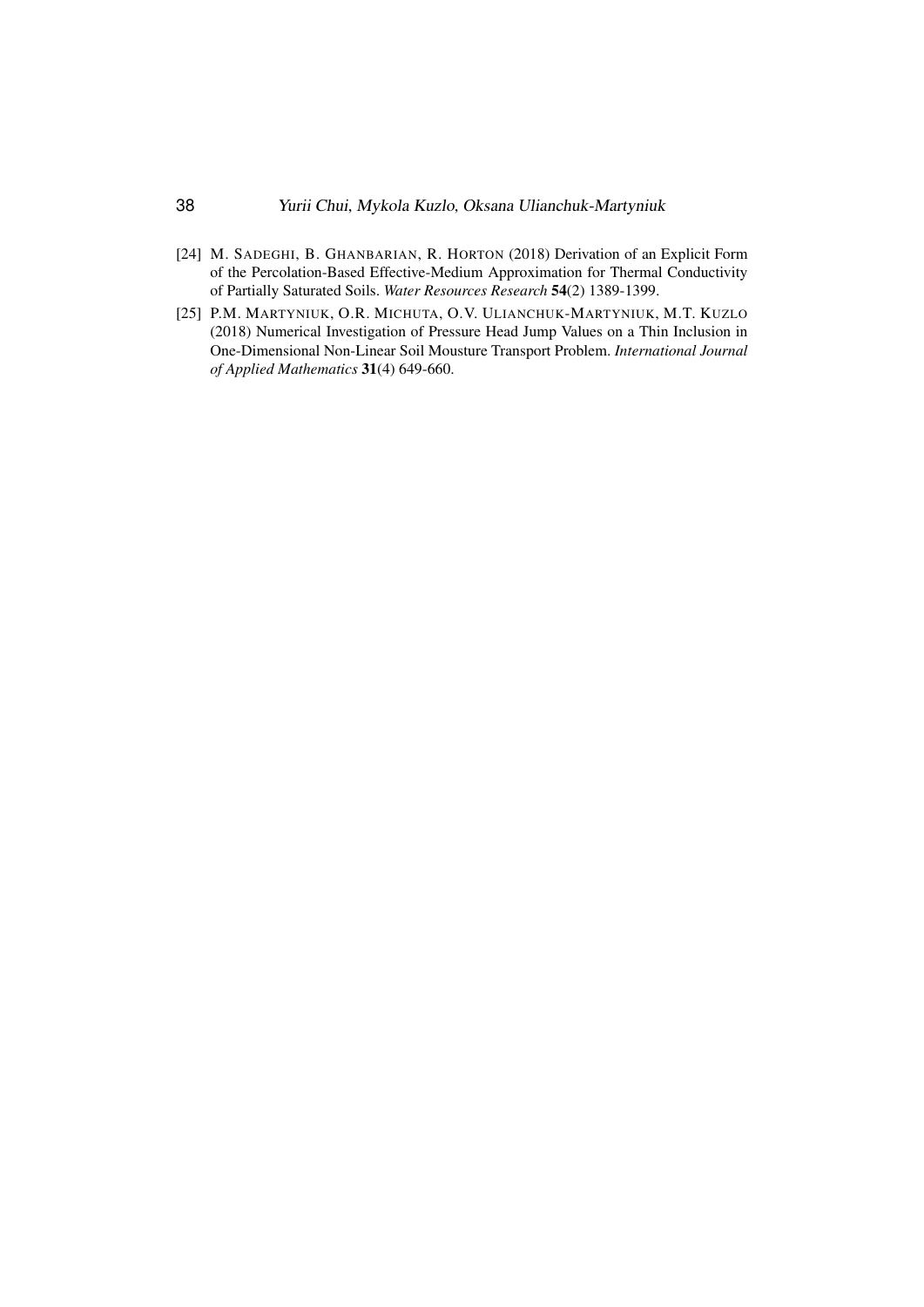[24] M. SADEGHI, B. GHANBARIAN, R. HORTON (2018) Derivation of an Explicit Form of the Percolation-Based Effective-Medium Approximation for Thermal Conductivity of Partially Saturated Soils. *Water Resources Research* **54**(2) 1389-1399.

[25] P.M. MARTYNIUK, O.R. MICHUTA, O.V. ULIANCHUK-MARTYNIUK, M.T. KUZLO (2018) Numerical Investigation of Pressure Head Jump Values on a Thin Inclusion in One-Dimensional Non-Linear Soil Mousture Transport Problem. *International Journal of Applied Mathematics* **31**(4) 649-660.